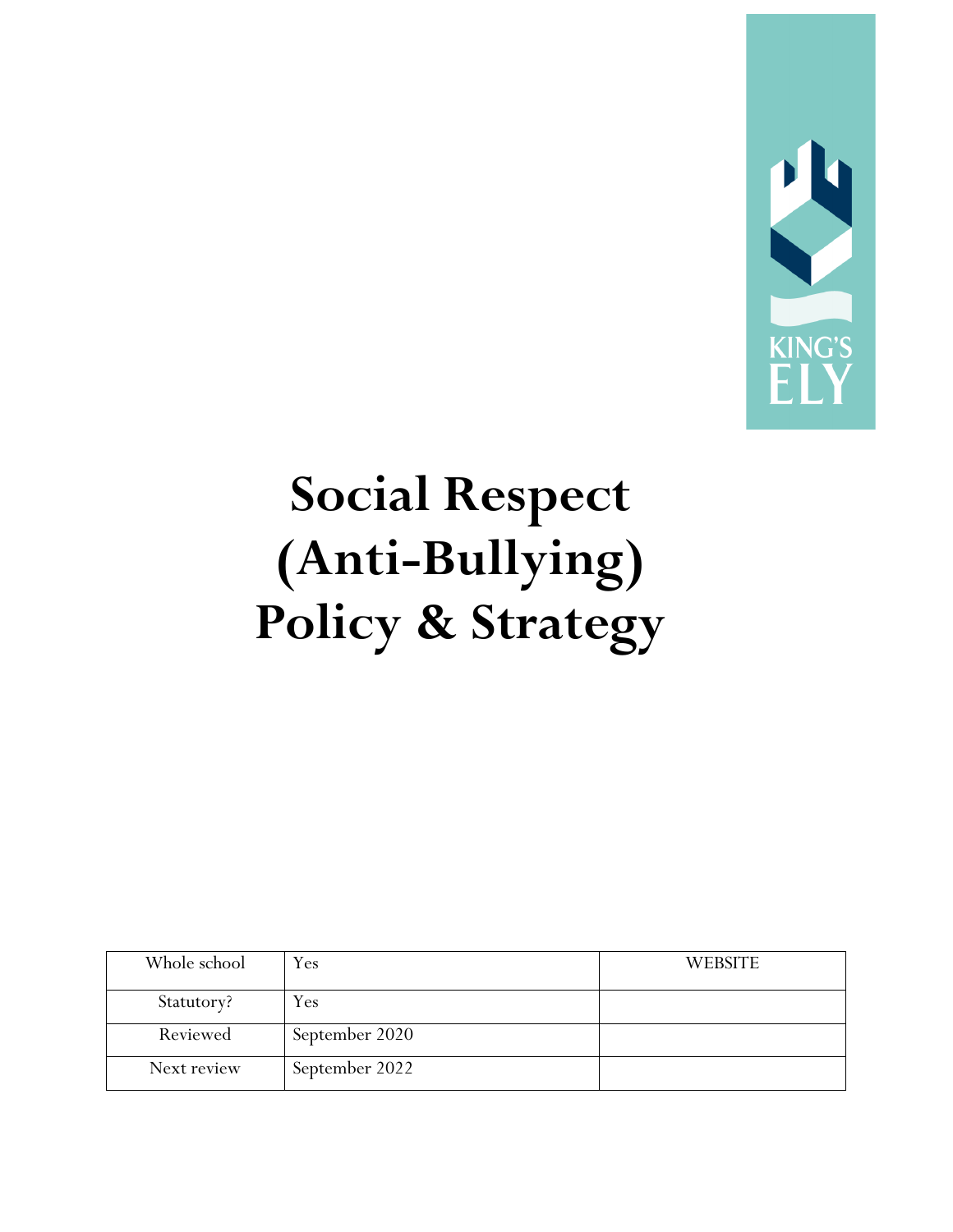# Social Respect (Anti-Bullying) Policy & Strategy

| Whole school | Yes | WEBSITE |
|---|---|---|
| Statutory? | Yes | |
| Reviewed | September 2020 | |
| Next review | September 2022 | |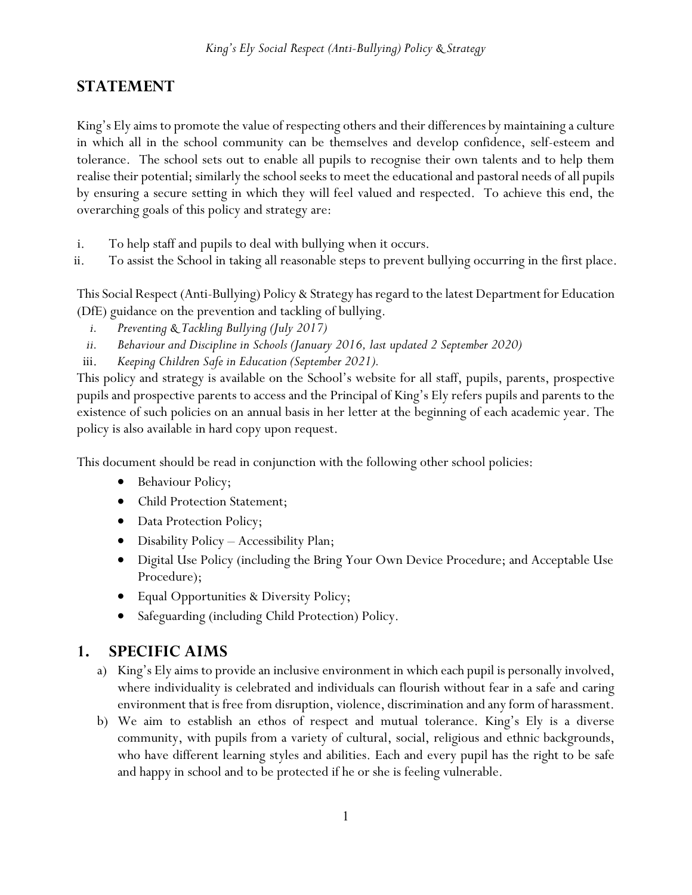## STATEMENT

King's Ely aims to promote the value of respecting others and their differences by maintaining a culture in which all in the school community can be themselves and develop confidence, self-esteem and tolerance. The school sets out to enable all pupils to recognise their own talents and to help them realise their potential; similarly the school seeks to meet the educational and pastoral needs of all pupils by ensuring a secure setting in which they will feel valued and respected. To achieve this end, the overarching goals of this policy and strategy are:

i. To help staff and pupils to deal with bullying when it occurs.
ii. To assist the School in taking all reasonable steps to prevent bullying occurring in the first place.

This Social Respect (Anti-Bullying) Policy & Strategy has regard to the latest Department for Education (DfE) guidance on the prevention and tackling of bullying.

*i. Preventing & Tackling Bullying (July 2017)*
*ii. Behaviour and Discipline in Schools (January 2016, last updated 2 September 2020)*
iii. *Keeping Children Safe in Education (September 2021).*

This policy and strategy is available on the School's website for all staff, pupils, parents, prospective pupils and prospective parents to access and the Principal of King's Ely refers pupils and parents to the existence of such policies on an annual basis in her letter at the beginning of each academic year. The policy is also available in hard copy upon request.

This document should be read in conjunction with the following other school policies:

- Behaviour Policy;
- Child Protection Statement;
- Data Protection Policy;
- Disability Policy – Accessibility Plan;
- Digital Use Policy (including the Bring Your Own Device Procedure; and Acceptable Use Procedure);
- Equal Opportunities & Diversity Policy;
- Safeguarding (including Child Protection) Policy.

## 1. SPECIFIC AIMS

a) King's Ely aims to provide an inclusive environment in which each pupil is personally involved, where individuality is celebrated and individuals can flourish without fear in a safe and caring environment that is free from disruption, violence, discrimination and any form of harassment.
b) We aim to establish an ethos of respect and mutual tolerance. King's Ely is a diverse community, with pupils from a variety of cultural, social, religious and ethnic backgrounds, who have different learning styles and abilities. Each and every pupil has the right to be safe and happy in school and to be protected if he or she is feeling vulnerable.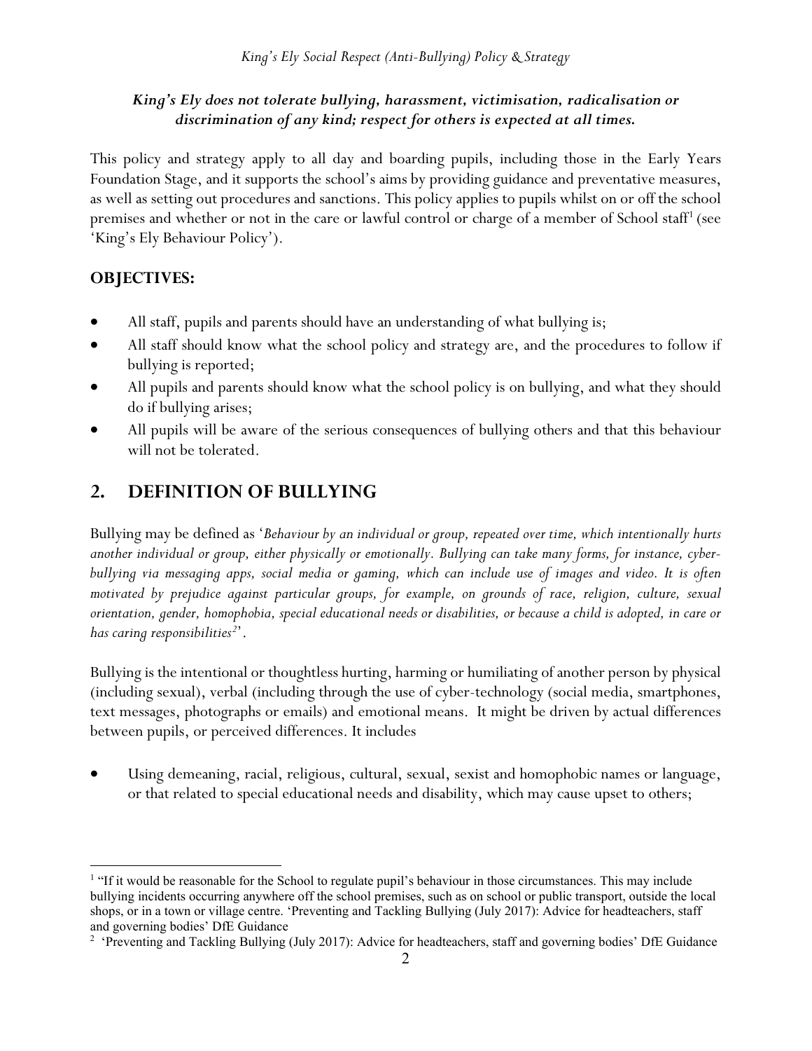***King's Ely does not tolerate bullying, harassment, victimisation, radicalisation or discrimination of any kind; respect for others is expected at all times.***

This policy and strategy apply to all day and boarding pupils, including those in the Early Years Foundation Stage, and it supports the school's aims by providing guidance and preventative measures, as well as setting out procedures and sanctions. This policy applies to pupils whilst on or off the school premises and whether or not in the care or lawful control or charge of a member of School staff[1] (see 'King's Ely Behaviour Policy').

### OBJECTIVES:

- All staff, pupils and parents should have an understanding of what bullying is;
- All staff should know what the school policy and strategy are, and the procedures to follow if bullying is reported;
- All pupils and parents should know what the school policy is on bullying, and what they should do if bullying arises;
- All pupils will be aware of the serious consequences of bullying others and that this behaviour will not be tolerated.

## 2. DEFINITION OF BULLYING

Bullying may be defined as '*Behaviour by an individual or group, repeated over time, which intentionally hurts another individual or group, either physically or emotionally. Bullying can take many forms, for instance, cyber-bullying via messaging apps, social media or gaming, which can include use of images and video. It is often motivated by prejudice against particular groups, for example, on grounds of race, religion, culture, sexual orientation, gender, homophobia, special educational needs or disabilities, or because a child is adopted, in care or has caring responsibilities*[2]'.

Bullying is the intentional or thoughtless hurting, harming or humiliating of another person by physical (including sexual), verbal (including through the use of cyber-technology (social media, smartphones, text messages, photographs or emails) and emotional means. It might be driven by actual differences between pupils, or perceived differences. It includes

- Using demeaning, racial, religious, cultural, sexual, sexist and homophobic names or language, or that related to special educational needs and disability, which may cause upset to others;

---

[1] "If it would be reasonable for the School to regulate pupil's behaviour in those circumstances. This may include bullying incidents occurring anywhere off the school premises, such as on school or public transport, outside the local shops, or in a town or village centre. 'Preventing and Tackling Bullying (July 2017): Advice for headteachers, staff and governing bodies' DfE Guidance

[2] 'Preventing and Tackling Bullying (July 2017): Advice for headteachers, staff and governing bodies' DfE Guidance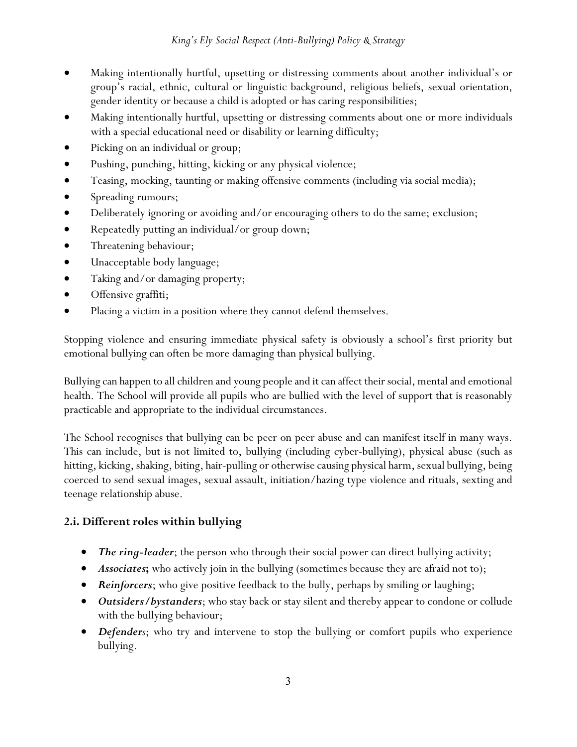- Making intentionally hurtful, upsetting or distressing comments about another individual's or group's racial, ethnic, cultural or linguistic background, religious beliefs, sexual orientation, gender identity or because a child is adopted or has caring responsibilities;
- Making intentionally hurtful, upsetting or distressing comments about one or more individuals with a special educational need or disability or learning difficulty;
- Picking on an individual or group;
- Pushing, punching, hitting, kicking or any physical violence;
- Teasing, mocking, taunting or making offensive comments (including via social media);
- Spreading rumours;
- Deliberately ignoring or avoiding and/or encouraging others to do the same; exclusion;
- Repeatedly putting an individual/or group down;
- Threatening behaviour;
- Unacceptable body language;
- Taking and/or damaging property;
- Offensive graffiti;
- Placing a victim in a position where they cannot defend themselves.

Stopping violence and ensuring immediate physical safety is obviously a school's first priority but emotional bullying can often be more damaging than physical bullying.

Bullying can happen to all children and young people and it can affect their social, mental and emotional health. The School will provide all pupils who are bullied with the level of support that is reasonably practicable and appropriate to the individual circumstances.

The School recognises that bullying can be peer on peer abuse and can manifest itself in many ways. This can include, but is not limited to, bullying (including cyber-bullying), physical abuse (such as hitting, kicking, shaking, biting, hair-pulling or otherwise causing physical harm, sexual bullying, being coerced to send sexual images, sexual assault, initiation/hazing type violence and rituals, sexting and teenage relationship abuse.

### 2.i. Different roles within bullying

- ***The ring-leader***; the person who through their social power can direct bullying activity;
- ***Associates*;** who actively join in the bullying (sometimes because they are afraid not to);
- ***Reinforcers***; who give positive feedback to the bully, perhaps by smiling or laughing;
- ***Outsiders/bystanders***; who stay back or stay silent and thereby appear to condone or collude with the bullying behaviour;
- ***Defenders***; who try and intervene to stop the bullying or comfort pupils who experience bullying.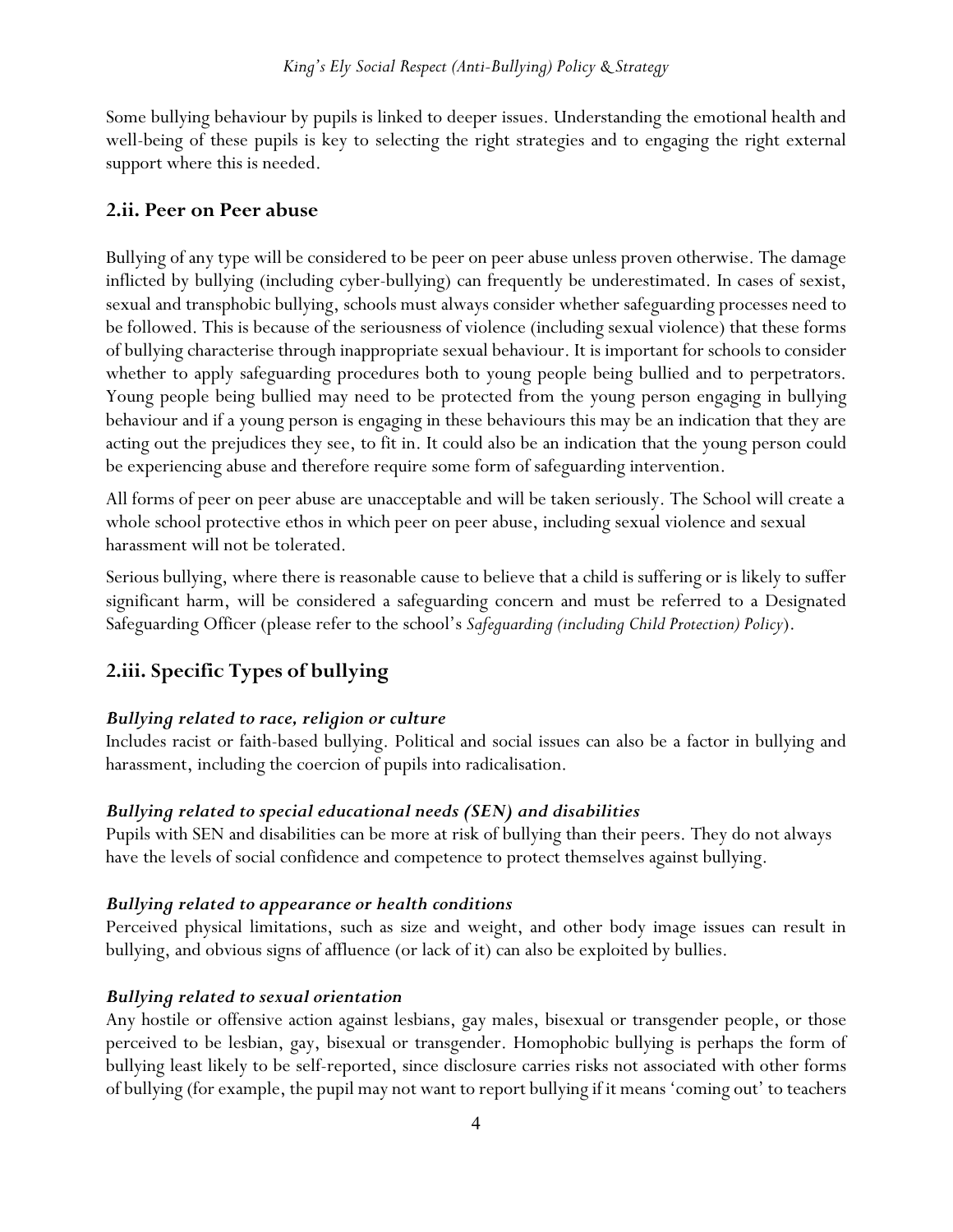Some bullying behaviour by pupils is linked to deeper issues. Understanding the emotional health and well-being of these pupils is key to selecting the right strategies and to engaging the right external support where this is needed.

## 2.ii. Peer on Peer abuse

Bullying of any type will be considered to be peer on peer abuse unless proven otherwise. The damage inflicted by bullying (including cyber-bullying) can frequently be underestimated. In cases of sexist, sexual and transphobic bullying, schools must always consider whether safeguarding processes need to be followed. This is because of the seriousness of violence (including sexual violence) that these forms of bullying characterise through inappropriate sexual behaviour. It is important for schools to consider whether to apply safeguarding procedures both to young people being bullied and to perpetrators. Young people being bullied may need to be protected from the young person engaging in bullying behaviour and if a young person is engaging in these behaviours this may be an indication that they are acting out the prejudices they see, to fit in. It could also be an indication that the young person could be experiencing abuse and therefore require some form of safeguarding intervention.

All forms of peer on peer abuse are unacceptable and will be taken seriously. The School will create a whole school protective ethos in which peer on peer abuse, including sexual violence and sexual harassment will not be tolerated.

Serious bullying, where there is reasonable cause to believe that a child is suffering or is likely to suffer significant harm, will be considered a safeguarding concern and must be referred to a Designated Safeguarding Officer (please refer to the school's *Safeguarding (including Child Protection) Policy*).

## 2.iii. Specific Types of bullying

***Bullying related to race, religion or culture***

Includes racist or faith-based bullying. Political and social issues can also be a factor in bullying and harassment, including the coercion of pupils into radicalisation.

***Bullying related to special educational needs (SEN) and disabilities***

Pupils with SEN and disabilities can be more at risk of bullying than their peers. They do not always have the levels of social confidence and competence to protect themselves against bullying.

***Bullying related to appearance or health conditions***

Perceived physical limitations, such as size and weight, and other body image issues can result in bullying, and obvious signs of affluence (or lack of it) can also be exploited by bullies.

***Bullying related to sexual orientation***

Any hostile or offensive action against lesbians, gay males, bisexual or transgender people, or those perceived to be lesbian, gay, bisexual or transgender. Homophobic bullying is perhaps the form of bullying least likely to be self-reported, since disclosure carries risks not associated with other forms of bullying (for example, the pupil may not want to report bullying if it means 'coming out' to teachers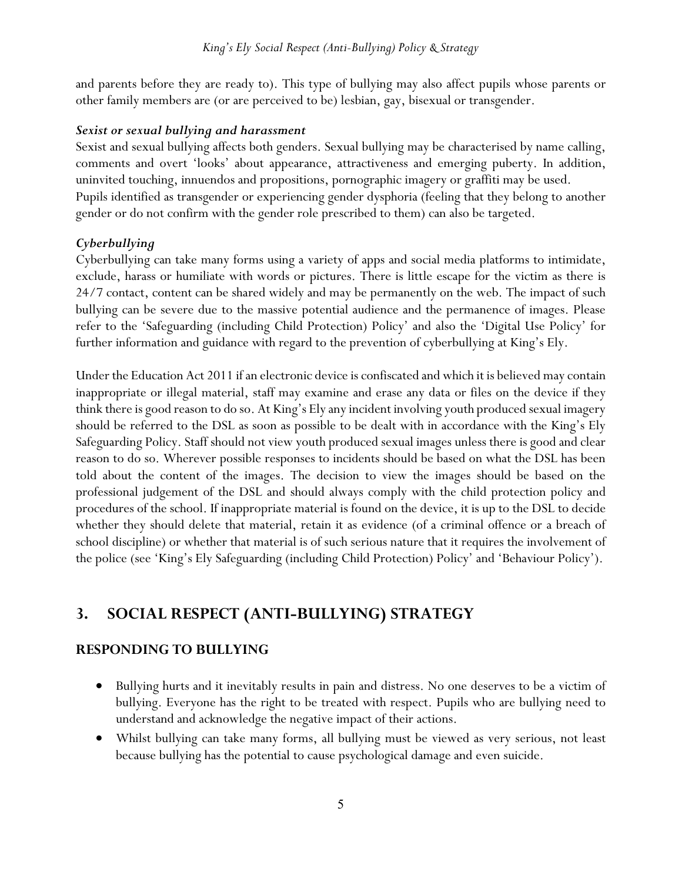and parents before they are ready to). This type of bullying may also affect pupils whose parents or other family members are (or are perceived to be) lesbian, gay, bisexual or transgender.

***Sexist or sexual bullying and harassment***

Sexist and sexual bullying affects both genders. Sexual bullying may be characterised by name calling, comments and overt 'looks' about appearance, attractiveness and emerging puberty. In addition, uninvited touching, innuendos and propositions, pornographic imagery or graffiti may be used. Pupils identified as transgender or experiencing gender dysphoria (feeling that they belong to another gender or do not confirm with the gender role prescribed to them) can also be targeted.

***Cyberbullying***

Cyberbullying can take many forms using a variety of apps and social media platforms to intimidate, exclude, harass or humiliate with words or pictures. There is little escape for the victim as there is 24/7 contact, content can be shared widely and may be permanently on the web. The impact of such bullying can be severe due to the massive potential audience and the permanence of images. Please refer to the 'Safeguarding (including Child Protection) Policy' and also the 'Digital Use Policy' for further information and guidance with regard to the prevention of cyberbullying at King's Ely.

Under the Education Act 2011 if an electronic device is confiscated and which it is believed may contain inappropriate or illegal material, staff may examine and erase any data or files on the device if they think there is good reason to do so. At King's Ely any incident involving youth produced sexual imagery should be referred to the DSL as soon as possible to be dealt with in accordance with the King's Ely Safeguarding Policy. Staff should not view youth produced sexual images unless there is good and clear reason to do so. Wherever possible responses to incidents should be based on what the DSL has been told about the content of the images. The decision to view the images should be based on the professional judgement of the DSL and should always comply with the child protection policy and procedures of the school. If inappropriate material is found on the device, it is up to the DSL to decide whether they should delete that material, retain it as evidence (of a criminal offence or a breach of school discipline) or whether that material is of such serious nature that it requires the involvement of the police (see 'King's Ely Safeguarding (including Child Protection) Policy' and 'Behaviour Policy').

# 3. SOCIAL RESPECT (ANTI-BULLYING) STRATEGY

## RESPONDING TO BULLYING

- Bullying hurts and it inevitably results in pain and distress. No one deserves to be a victim of bullying. Everyone has the right to be treated with respect. Pupils who are bullying need to understand and acknowledge the negative impact of their actions.
- Whilst bullying can take many forms, all bullying must be viewed as very serious, not least because bullying has the potential to cause psychological damage and even suicide.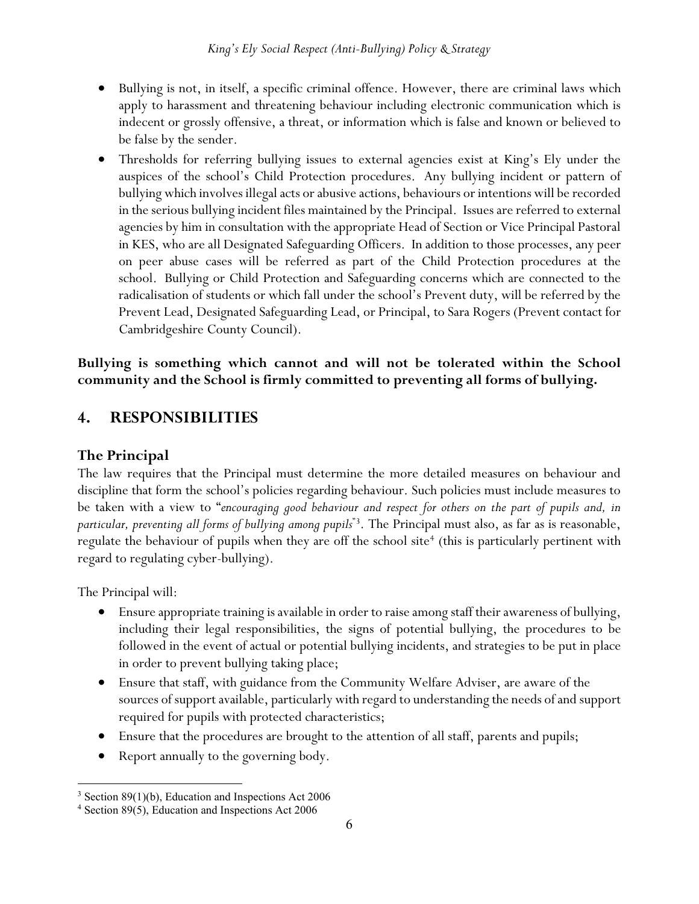- Bullying is not, in itself, a specific criminal offence. However, there are criminal laws which apply to harassment and threatening behaviour including electronic communication which is indecent or grossly offensive, a threat, or information which is false and known or believed to be false by the sender.
- Thresholds for referring bullying issues to external agencies exist at King's Ely under the auspices of the school's Child Protection procedures. Any bullying incident or pattern of bullying which involves illegal acts or abusive actions, behaviours or intentions will be recorded in the serious bullying incident files maintained by the Principal. Issues are referred to external agencies by him in consultation with the appropriate Head of Section or Vice Principal Pastoral in KES, who are all Designated Safeguarding Officers. In addition to those processes, any peer on peer abuse cases will be referred as part of the Child Protection procedures at the school. Bullying or Child Protection and Safeguarding concerns which are connected to the radicalisation of students or which fall under the school's Prevent duty, will be referred by the Prevent Lead, Designated Safeguarding Lead, or Principal, to Sara Rogers (Prevent contact for Cambridgeshire County Council).

**Bullying is something which cannot and will not be tolerated within the School community and the School is firmly committed to preventing all forms of bullying.**

## 4. RESPONSIBILITIES

### The Principal

The law requires that the Principal must determine the more detailed measures on behaviour and discipline that form the school's policies regarding behaviour. Such policies must include measures to be taken with a view to "*encouraging good behaviour and respect for others on the part of pupils and, in particular, preventing all forms of bullying among pupils*"[3]. The Principal must also, as far as is reasonable, regulate the behaviour of pupils when they are off the school site[4] (this is particularly pertinent with regard to regulating cyber-bullying).

The Principal will:

- Ensure appropriate training is available in order to raise among staff their awareness of bullying, including their legal responsibilities, the signs of potential bullying, the procedures to be followed in the event of actual or potential bullying incidents, and strategies to be put in place in order to prevent bullying taking place;
- Ensure that staff, with guidance from the Community Welfare Adviser, are aware of the sources of support available, particularly with regard to understanding the needs of and support required for pupils with protected characteristics;
- Ensure that the procedures are brought to the attention of all staff, parents and pupils;
- Report annually to the governing body.

[3] Section 89(1)(b), Education and Inspections Act 2006
[4] Section 89(5), Education and Inspections Act 2006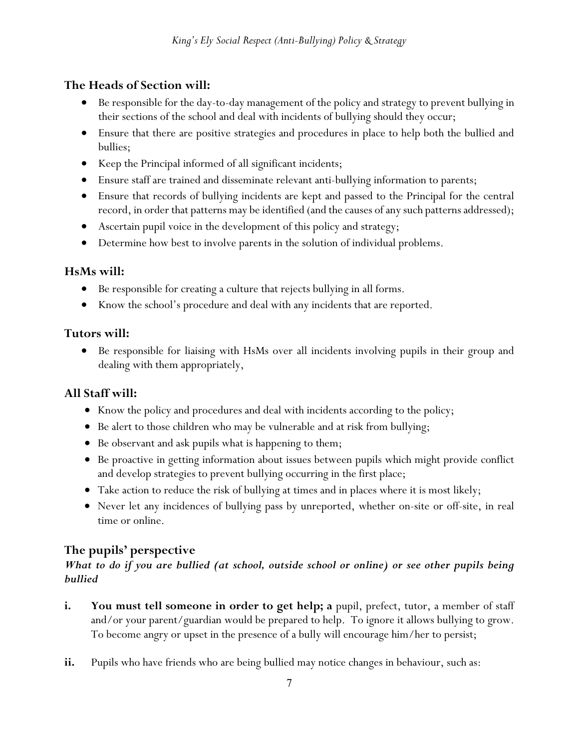## The Heads of Section will:

- Be responsible for the day-to-day management of the policy and strategy to prevent bullying in their sections of the school and deal with incidents of bullying should they occur;
- Ensure that there are positive strategies and procedures in place to help both the bullied and bullies;
- Keep the Principal informed of all significant incidents;
- Ensure staff are trained and disseminate relevant anti-bullying information to parents;
- Ensure that records of bullying incidents are kept and passed to the Principal for the central record, in order that patterns may be identified (and the causes of any such patterns addressed);
- Ascertain pupil voice in the development of this policy and strategy;
- Determine how best to involve parents in the solution of individual problems.

## HsMs will:

- Be responsible for creating a culture that rejects bullying in all forms.
- Know the school's procedure and deal with any incidents that are reported.

## Tutors will:

- Be responsible for liaising with HsMs over all incidents involving pupils in their group and dealing with them appropriately,

## All Staff will:

- Know the policy and procedures and deal with incidents according to the policy;
- Be alert to those children who may be vulnerable and at risk from bullying;
- Be observant and ask pupils what is happening to them;
- Be proactive in getting information about issues between pupils which might provide conflict and develop strategies to prevent bullying occurring in the first place;
- Take action to reduce the risk of bullying at times and in places where it is most likely;
- Never let any incidences of bullying pass by unreported, whether on-site or off-site, in real time or online.

## The pupils' perspective

***What to do if you are bullied (at school, outside school or online) or see other pupils being bullied***

**i.** **You must tell someone in order to get help; a** pupil, prefect, tutor, a member of staff and/or your parent/guardian would be prepared to help. To ignore it allows bullying to grow. To become angry or upset in the presence of a bully will encourage him/her to persist;

**ii.** Pupils who have friends who are being bullied may notice changes in behaviour, such as: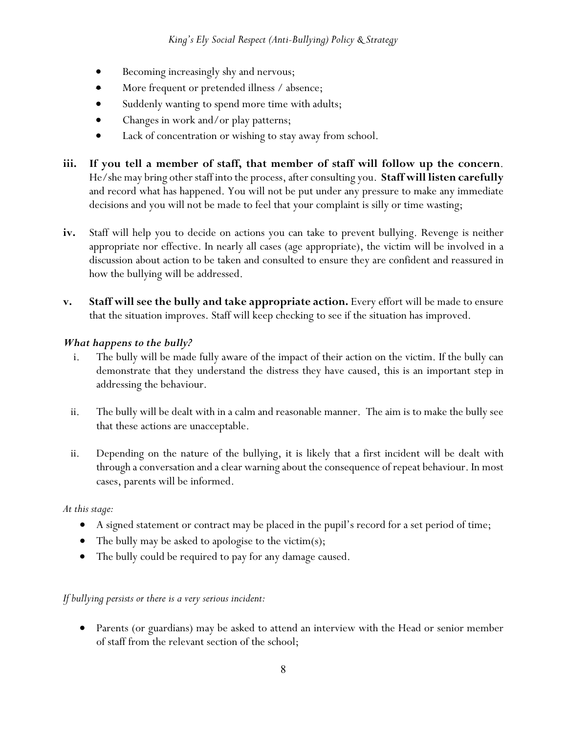- Becoming increasingly shy and nervous;
- More frequent or pretended illness / absence;
- Suddenly wanting to spend more time with adults;
- Changes in work and/or play patterns;
- Lack of concentration or wishing to stay away from school.

**iii.** **If you tell a member of staff, that member of staff will follow up the concern**. He/she may bring other staff into the process, after consulting you. **Staff will listen carefully** and record what has happened. You will not be put under any pressure to make any immediate decisions and you will not be made to feel that your complaint is silly or time wasting;

**iv.** Staff will help you to decide on actions you can take to prevent bullying. Revenge is neither appropriate nor effective. In nearly all cases (age appropriate), the victim will be involved in a discussion about action to be taken and consulted to ensure they are confident and reassured in how the bullying will be addressed.

**v.** **Staff will see the bully and take appropriate action.** Every effort will be made to ensure that the situation improves. Staff will keep checking to see if the situation has improved.

***What happens to the bully?***

i. The bully will be made fully aware of the impact of their action on the victim. If the bully can demonstrate that they understand the distress they have caused, this is an important step in addressing the behaviour.

ii. The bully will be dealt with in a calm and reasonable manner. The aim is to make the bully see that these actions are unacceptable.

ii. Depending on the nature of the bullying, it is likely that a first incident will be dealt with through a conversation and a clear warning about the consequence of repeat behaviour. In most cases, parents will be informed.

*At this stage:*

- A signed statement or contract may be placed in the pupil's record for a set period of time;
- The bully may be asked to apologise to the victim(s);
- The bully could be required to pay for any damage caused.

*If bullying persists or there is a very serious incident:*

- Parents (or guardians) may be asked to attend an interview with the Head or senior member of staff from the relevant section of the school;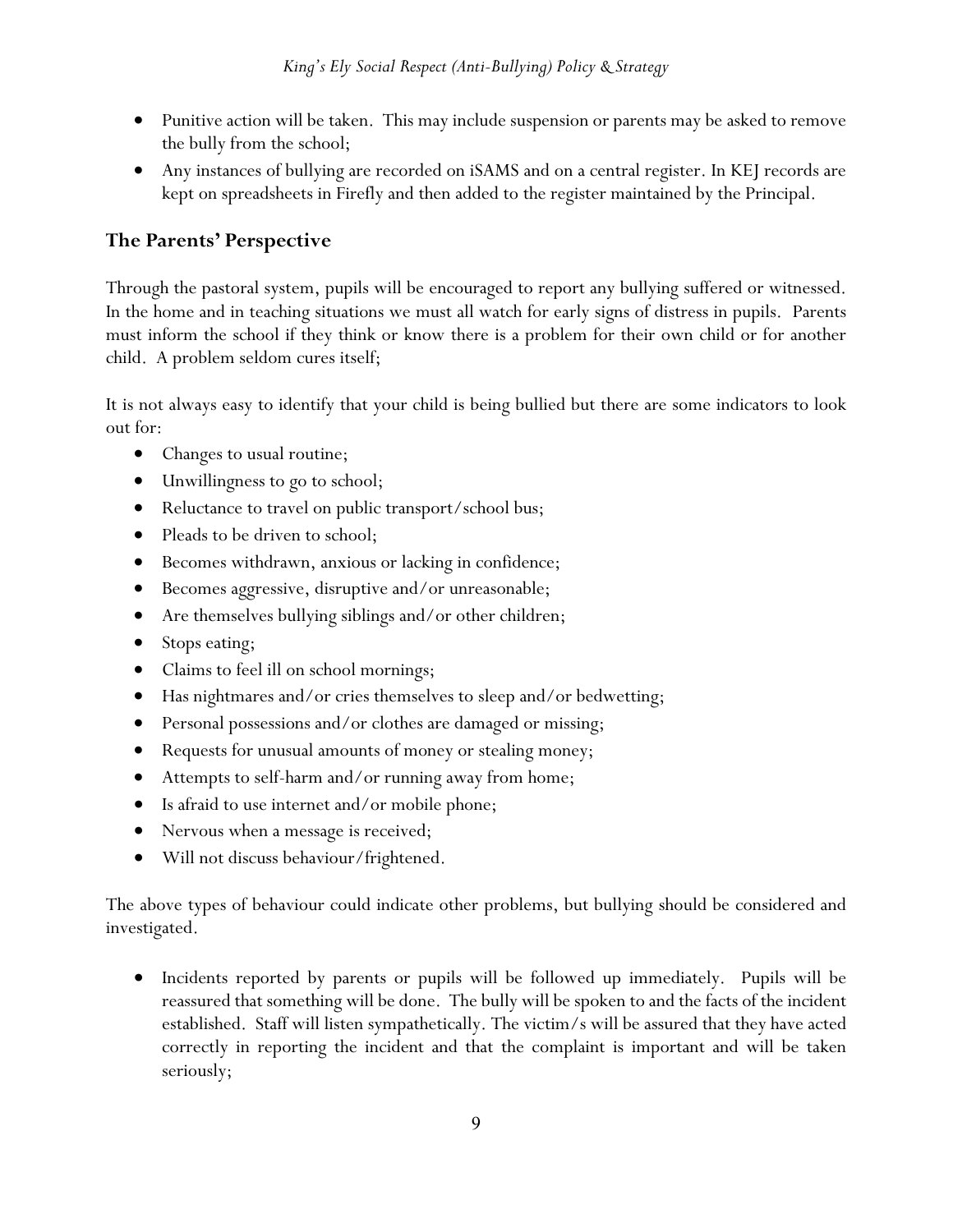- Punitive action will be taken. This may include suspension or parents may be asked to remove the bully from the school;
- Any instances of bullying are recorded on iSAMS and on a central register. In KEJ records are kept on spreadsheets in Firefly and then added to the register maintained by the Principal.

## The Parents' Perspective

Through the pastoral system, pupils will be encouraged to report any bullying suffered or witnessed. In the home and in teaching situations we must all watch for early signs of distress in pupils. Parents must inform the school if they think or know there is a problem for their own child or for another child. A problem seldom cures itself;

It is not always easy to identify that your child is being bullied but there are some indicators to look out for:

- Changes to usual routine;
- Unwillingness to go to school;
- Reluctance to travel on public transport/school bus;
- Pleads to be driven to school;
- Becomes withdrawn, anxious or lacking in confidence;
- Becomes aggressive, disruptive and/or unreasonable;
- Are themselves bullying siblings and/or other children;
- Stops eating;
- Claims to feel ill on school mornings;
- Has nightmares and/or cries themselves to sleep and/or bedwetting;
- Personal possessions and/or clothes are damaged or missing;
- Requests for unusual amounts of money or stealing money;
- Attempts to self-harm and/or running away from home;
- Is afraid to use internet and/or mobile phone;
- Nervous when a message is received;
- Will not discuss behaviour/frightened.

The above types of behaviour could indicate other problems, but bullying should be considered and investigated.

- Incidents reported by parents or pupils will be followed up immediately. Pupils will be reassured that something will be done. The bully will be spoken to and the facts of the incident established. Staff will listen sympathetically. The victim/s will be assured that they have acted correctly in reporting the incident and that the complaint is important and will be taken seriously;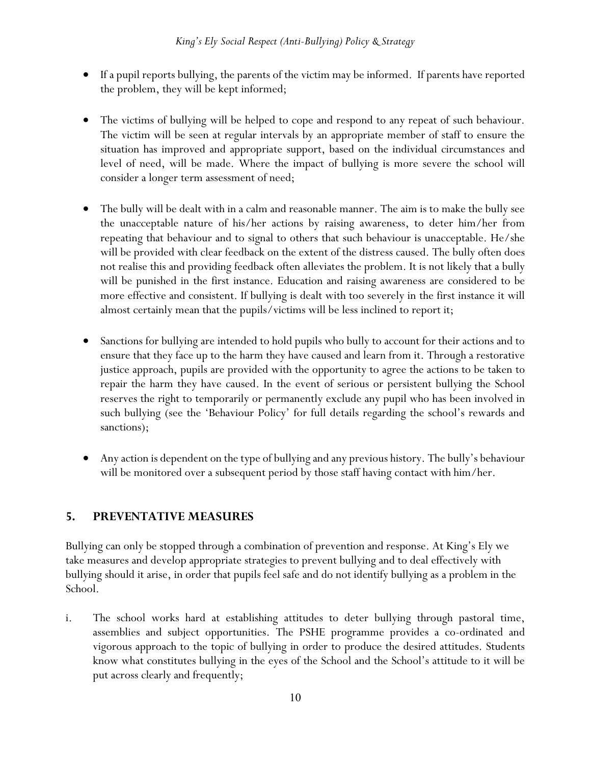- If a pupil reports bullying, the parents of the victim may be informed. If parents have reported the problem, they will be kept informed;

- The victims of bullying will be helped to cope and respond to any repeat of such behaviour. The victim will be seen at regular intervals by an appropriate member of staff to ensure the situation has improved and appropriate support, based on the individual circumstances and level of need, will be made. Where the impact of bullying is more severe the school will consider a longer term assessment of need;

- The bully will be dealt with in a calm and reasonable manner. The aim is to make the bully see the unacceptable nature of his/her actions by raising awareness, to deter him/her from repeating that behaviour and to signal to others that such behaviour is unacceptable. He/she will be provided with clear feedback on the extent of the distress caused. The bully often does not realise this and providing feedback often alleviates the problem. It is not likely that a bully will be punished in the first instance. Education and raising awareness are considered to be more effective and consistent. If bullying is dealt with too severely in the first instance it will almost certainly mean that the pupils/victims will be less inclined to report it;

- Sanctions for bullying are intended to hold pupils who bully to account for their actions and to ensure that they face up to the harm they have caused and learn from it. Through a restorative justice approach, pupils are provided with the opportunity to agree the actions to be taken to repair the harm they have caused. In the event of serious or persistent bullying the School reserves the right to temporarily or permanently exclude any pupil who has been involved in such bullying (see the 'Behaviour Policy' for full details regarding the school's rewards and sanctions);

- Any action is dependent on the type of bullying and any previous history. The bully's behaviour will be monitored over a subsequent period by those staff having contact with him/her.

## 5. PREVENTATIVE MEASURES

Bullying can only be stopped through a combination of prevention and response. At King's Ely we take measures and develop appropriate strategies to prevent bullying and to deal effectively with bullying should it arise, in order that pupils feel safe and do not identify bullying as a problem in the School.

i. The school works hard at establishing attitudes to deter bullying through pastoral time, assemblies and subject opportunities. The PSHE programme provides a co-ordinated and vigorous approach to the topic of bullying in order to produce the desired attitudes. Students know what constitutes bullying in the eyes of the School and the School's attitude to it will be put across clearly and frequently;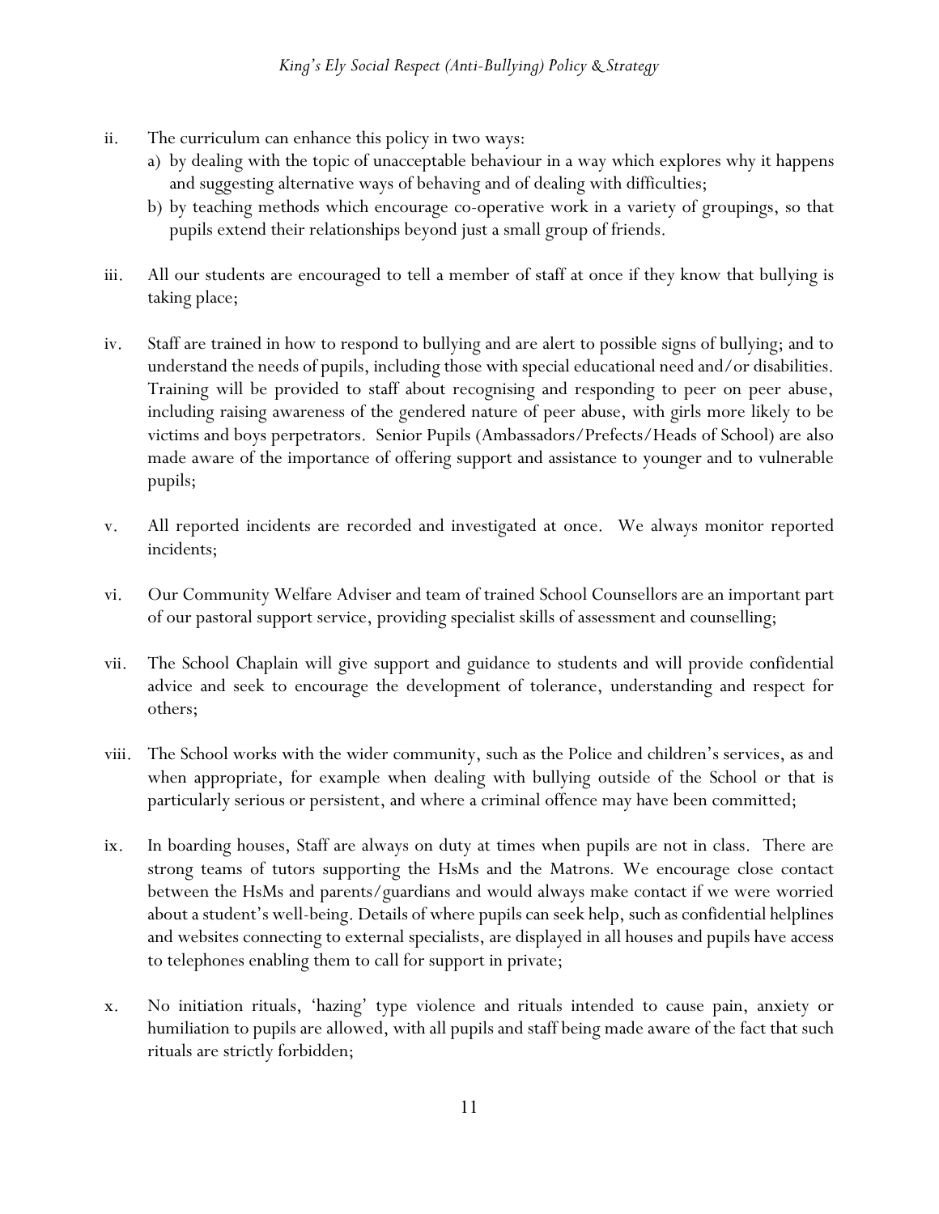ii. The curriculum can enhance this policy in two ways:
   a) by dealing with the topic of unacceptable behaviour in a way which explores why it happens and suggesting alternative ways of behaving and of dealing with difficulties;
   b) by teaching methods which encourage co-operative work in a variety of groupings, so that pupils extend their relationships beyond just a small group of friends.

iii. All our students are encouraged to tell a member of staff at once if they know that bullying is taking place;

iv. Staff are trained in how to respond to bullying and are alert to possible signs of bullying; and to understand the needs of pupils, including those with special educational need and/or disabilities. Training will be provided to staff about recognising and responding to peer on peer abuse, including raising awareness of the gendered nature of peer abuse, with girls more likely to be victims and boys perpetrators. Senior Pupils (Ambassadors/Prefects/Heads of School) are also made aware of the importance of offering support and assistance to younger and to vulnerable pupils;

v. All reported incidents are recorded and investigated at once. We always monitor reported incidents;

vi. Our Community Welfare Adviser and team of trained School Counsellors are an important part of our pastoral support service, providing specialist skills of assessment and counselling;

vii. The School Chaplain will give support and guidance to students and will provide confidential advice and seek to encourage the development of tolerance, understanding and respect for others;

viii. The School works with the wider community, such as the Police and children's services, as and when appropriate, for example when dealing with bullying outside of the School or that is particularly serious or persistent, and where a criminal offence may have been committed;

ix. In boarding houses, Staff are always on duty at times when pupils are not in class. There are strong teams of tutors supporting the HsMs and the Matrons. We encourage close contact between the HsMs and parents/guardians and would always make contact if we were worried about a student's well-being. Details of where pupils can seek help, such as confidential helplines and websites connecting to external specialists, are displayed in all houses and pupils have access to telephones enabling them to call for support in private;

x. No initiation rituals, 'hazing' type violence and rituals intended to cause pain, anxiety or humiliation to pupils are allowed, with all pupils and staff being made aware of the fact that such rituals are strictly forbidden;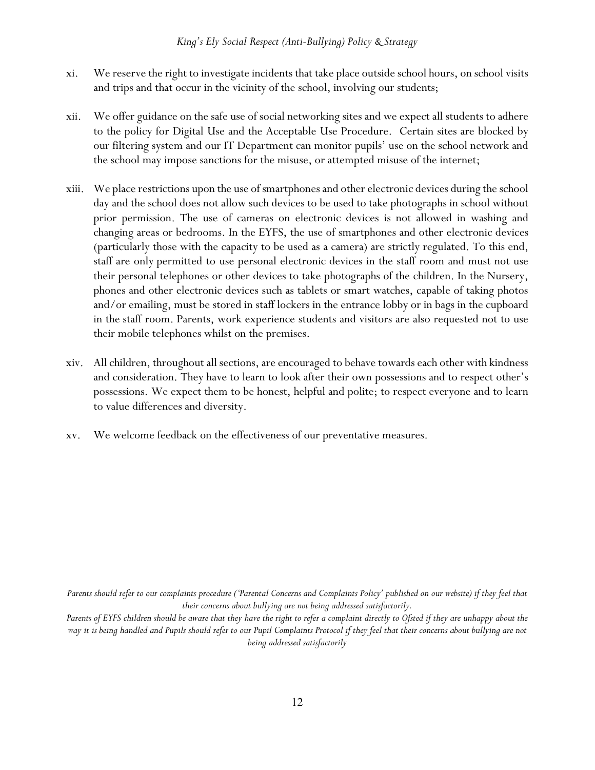xi. We reserve the right to investigate incidents that take place outside school hours, on school visits and trips and that occur in the vicinity of the school, involving our students;

xii. We offer guidance on the safe use of social networking sites and we expect all students to adhere to the policy for Digital Use and the Acceptable Use Procedure. Certain sites are blocked by our filtering system and our IT Department can monitor pupils' use on the school network and the school may impose sanctions for the misuse, or attempted misuse of the internet;

xiii. We place restrictions upon the use of smartphones and other electronic devices during the school day and the school does not allow such devices to be used to take photographs in school without prior permission. The use of cameras on electronic devices is not allowed in washing and changing areas or bedrooms. In the EYFS, the use of smartphones and other electronic devices (particularly those with the capacity to be used as a camera) are strictly regulated. To this end, staff are only permitted to use personal electronic devices in the staff room and must not use their personal telephones or other devices to take photographs of the children. In the Nursery, phones and other electronic devices such as tablets or smart watches, capable of taking photos and/or emailing, must be stored in staff lockers in the entrance lobby or in bags in the cupboard in the staff room. Parents, work experience students and visitors are also requested not to use their mobile telephones whilst on the premises.

xiv. All children, throughout all sections, are encouraged to behave towards each other with kindness and consideration. They have to learn to look after their own possessions and to respect other's possessions. We expect them to be honest, helpful and polite; to respect everyone and to learn to value differences and diversity.

xv. We welcome feedback on the effectiveness of our preventative measures.

*Parents should refer to our complaints procedure ('Parental Concerns and Complaints Policy' published on our website) if they feel that their concerns about bullying are not being addressed satisfactorily.*

*Parents of EYFS children should be aware that they have the right to refer a complaint directly to Ofsted if they are unhappy about the way it is being handled and Pupils should refer to our Pupil Complaints Protocol if they feel that their concerns about bullying are not being addressed satisfactorily*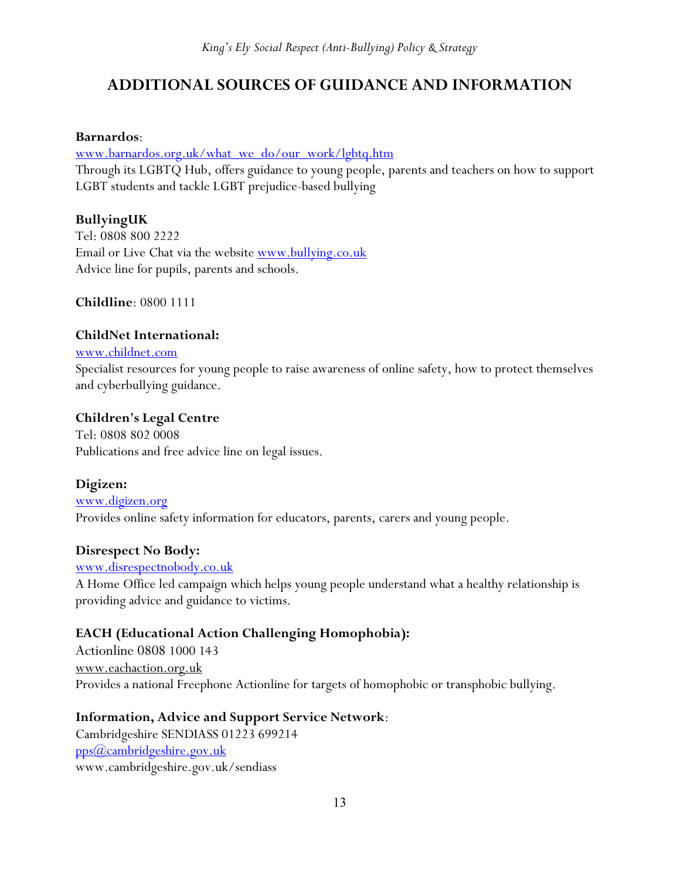# ADDITIONAL SOURCES OF GUIDANCE AND INFORMATION

**Barnardos**:
www.barnardos.org.uk/what_we_do/our_work/lgbtq.htm
Through its LGBTQ Hub, offers guidance to young people, parents and teachers on how to support LGBT students and tackle LGBT prejudice-based bullying

**BullyingUK**
Tel: 0808 800 2222
Email or Live Chat via the website www.bullying.co.uk
Advice line for pupils, parents and schools.

**Childline**: 0800 1111

**ChildNet International:**
www.childnet.com
Specialist resources for young people to raise awareness of online safety, how to protect themselves and cyberbullying guidance.

**Children's Legal Centre**
Tel: 0808 802 0008
Publications and free advice line on legal issues.

**Digizen:**
www.digizen.org
Provides online safety information for educators, parents, carers and young people.

**Disrespect No Body:**
www.disrespectnobody.co.uk
A Home Office led campaign which helps young people understand what a healthy relationship is providing advice and guidance to victims.

**EACH (Educational Action Challenging Homophobia):**
Actionline 0808 1000 143
www.eachaction.org.uk
Provides a national Freephone Actionline for targets of homophobic or transphobic bullying.

**Information, Advice and Support Service Network**:
Cambridgeshire SENDIASS 01223 699214
pps@cambridgeshire.gov.uk
www.cambridgeshire.gov.uk/sendiass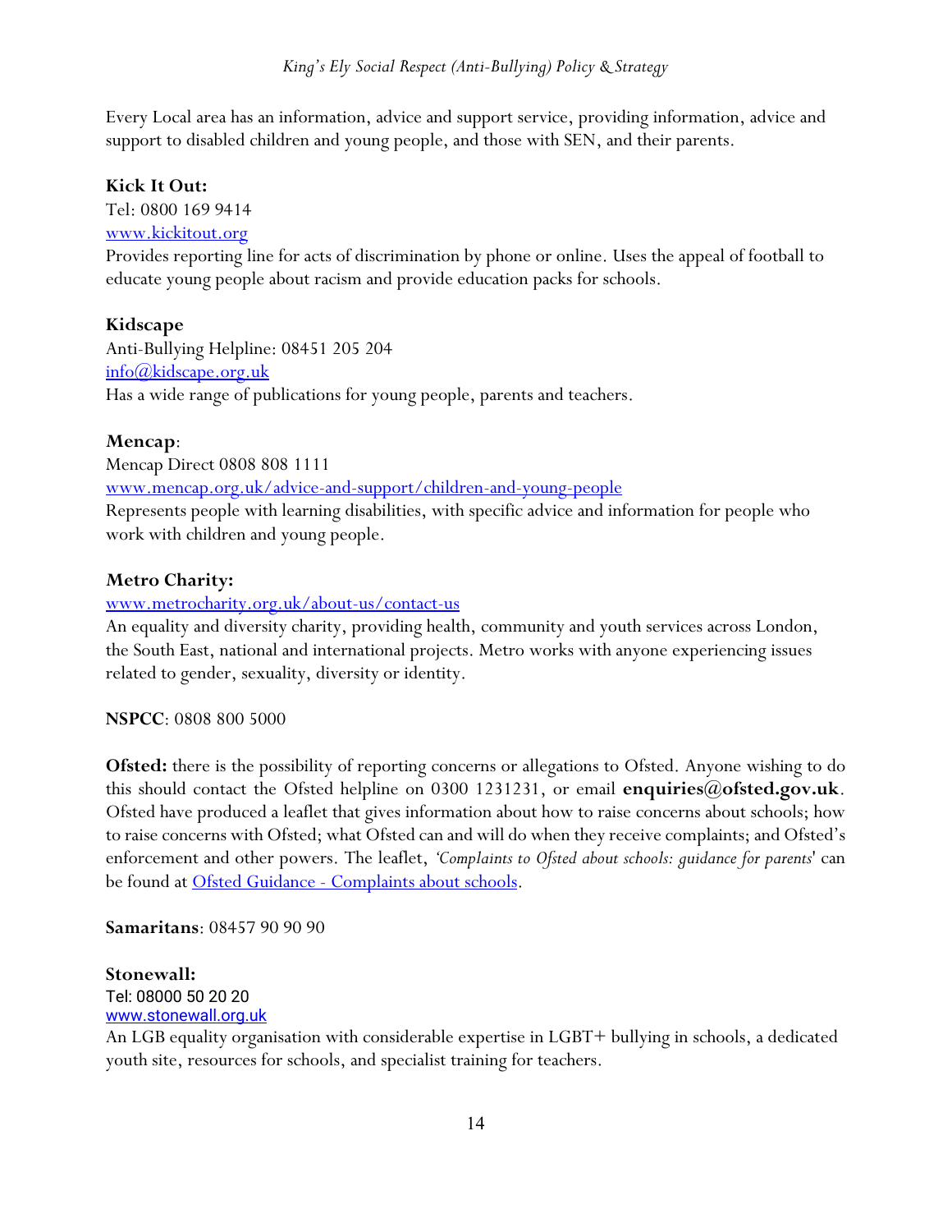Every Local area has an information, advice and support service, providing information, advice and support to disabled children and young people, and those with SEN, and their parents.

**Kick It Out:**
Tel: 0800 169 9414
[www.kickitout.org](http://www.kickitout.org)
Provides reporting line for acts of discrimination by phone or online. Uses the appeal of football to educate young people about racism and provide education packs for schools.

**Kidscape**
Anti-Bullying Helpline: 08451 205 204
[info@kidscape.org.uk](mailto:info@kidscape.org.uk)
Has a wide range of publications for young people, parents and teachers.

**Mencap**:
Mencap Direct 0808 808 1111
[www.mencap.org.uk/advice-and-support/children-and-young-people](http://www.mencap.org.uk/advice-and-support/children-and-young-people)
Represents people with learning disabilities, with specific advice and information for people who work with children and young people.

**Metro Charity:**
[www.metrocharity.org.uk/about-us/contact-us](http://www.metrocharity.org.uk/about-us/contact-us)
An equality and diversity charity, providing health, community and youth services across London, the South East, national and international projects. Metro works with anyone experiencing issues related to gender, sexuality, diversity or identity.

**NSPCC**: 0808 800 5000

**Ofsted:** there is the possibility of reporting concerns or allegations to Ofsted. Anyone wishing to do this should contact the Ofsted helpline on 0300 1231231, or email **enquiries@ofsted.gov.uk**. Ofsted have produced a leaflet that gives information about how to raise concerns about schools; how to raise concerns with Ofsted; what Ofsted can and will do when they receive complaints; and Ofsted's enforcement and other powers. The leaflet, *'Complaints to Ofsted about schools: guidance for parents*' can be found at Ofsted Guidance - Complaints about schools.

**Samaritans**: 08457 90 90 90

**Stonewall:**
Tel: 08000 50 20 20
[www.stonewall.org.uk](http://www.stonewall.org.uk)
An LGB equality organisation with considerable expertise in LGBT+ bullying in schools, a dedicated youth site, resources for schools, and specialist training for teachers.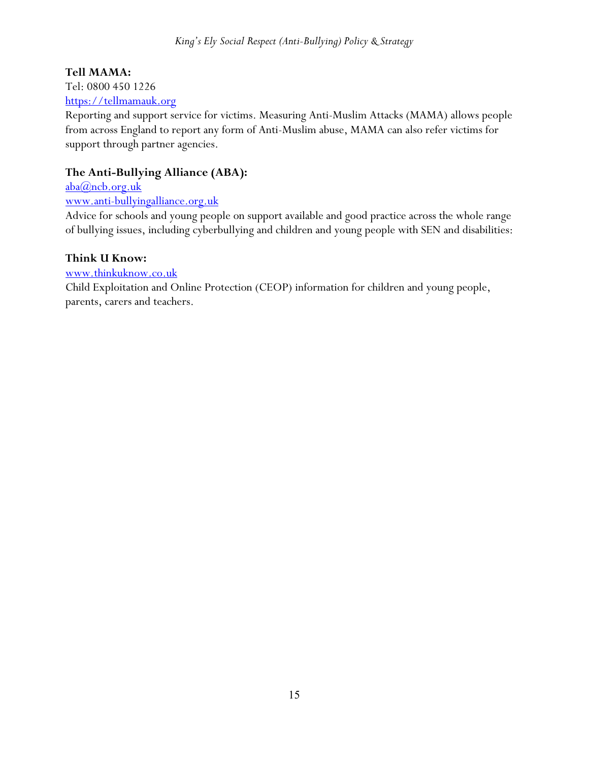**Tell MAMA:**
Tel: 0800 450 1226
https://tellmamauk.org
Reporting and support service for victims. Measuring Anti-Muslim Attacks (MAMA) allows people from across England to report any form of Anti-Muslim abuse, MAMA can also refer victims for support through partner agencies.

**The Anti-Bullying Alliance (ABA):**
aba@ncb.org.uk
www.anti-bullyingalliance.org.uk
Advice for schools and young people on support available and good practice across the whole range of bullying issues, including cyberbullying and children and young people with SEN and disabilities:

**Think U Know:**
www.thinkuknow.co.uk
Child Exploitation and Online Protection (CEOP) information for children and young people, parents, carers and teachers.